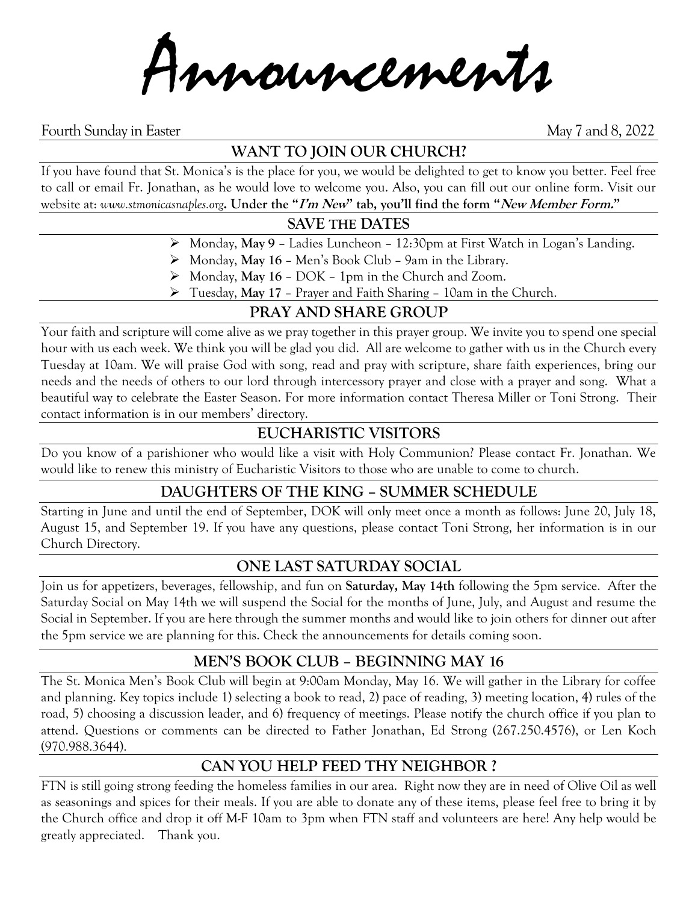# Announcements

Fourth Sunday in Easter May 7 and 8, 2022

## WANT TO JOIN OUR CHURCH?

If you have found that St. Monica's is the place for you, we would be delighted to get to know you better. Feel free to call or email Fr. Jonathan, as he would love to welcome you. Also, you can fill out our online form. Visit our website at: *www.stmonicasnaples.org*. **Under the "*I'm New*" tab, you'll find the form "*New Member Form.*"**

## SAVE THE DATES

- Monday, **May 9** – Ladies Luncheon – 12:30pm at First Watch in Logan's Landing.
- Monday, **May 16** – Men's Book Club – 9am in the Library.
- Monday, **May 16** – DOK – 1pm in the Church and Zoom.
- Tuesday, **May 17** – Prayer and Faith Sharing – 10am in the Church.

## PRAY AND SHARE GROUP

Your faith and scripture will come alive as we pray together in this prayer group. We invite you to spend one special hour with us each week. We think you will be glad you did. All are welcome to gather with us in the Church every Tuesday at 10am. We will praise God with song, read and pray with scripture, share faith experiences, bring our needs and the needs of others to our lord through intercessory prayer and close with a prayer and song. What a beautiful way to celebrate the Easter Season. For more information contact Theresa Miller or Toni Strong. Their contact information is in our members' directory.

## EUCHARISTIC VISITORS

Do you know of a parishioner who would like a visit with Holy Communion? Please contact Fr. Jonathan. We would like to renew this ministry of Eucharistic Visitors to those who are unable to come to church.

## DAUGHTERS OF THE KING – SUMMER SCHEDULE

Starting in June and until the end of September, DOK will only meet once a month as follows: June 20, July 18, August 15, and September 19. If you have any questions, please contact Toni Strong, her information is in our Church Directory.

## ONE LAST SATURDAY SOCIAL

Join us for appetizers, beverages, fellowship, and fun on **Saturday, May 14th** following the 5pm service. After the Saturday Social on May 14th we will suspend the Social for the months of June, July, and August and resume the Social in September. If you are here through the summer months and would like to join others for dinner out after the 5pm service we are planning for this. Check the announcements for details coming soon.

## MEN'S BOOK CLUB – BEGINNING MAY 16

The St. Monica Men's Book Club will begin at 9:00am Monday, May 16. We will gather in the Library for coffee and planning. Key topics include 1) selecting a book to read, 2) pace of reading, 3) meeting location, 4) rules of the road, 5) choosing a discussion leader, and 6) frequency of meetings. Please notify the church office if you plan to attend. Questions or comments can be directed to Father Jonathan, Ed Strong (267.250.4576), or Len Koch (970.988.3644).

## CAN YOU HELP FEED THY NEIGHBOR ?

FTN is still going strong feeding the homeless families in our area. Right now they are in need of Olive Oil as well as seasonings and spices for their meals. If you are able to donate any of these items, please feel free to bring it by the Church office and drop it off M-F 10am to 3pm when FTN staff and volunteers are here! Any help would be greatly appreciated. Thank you.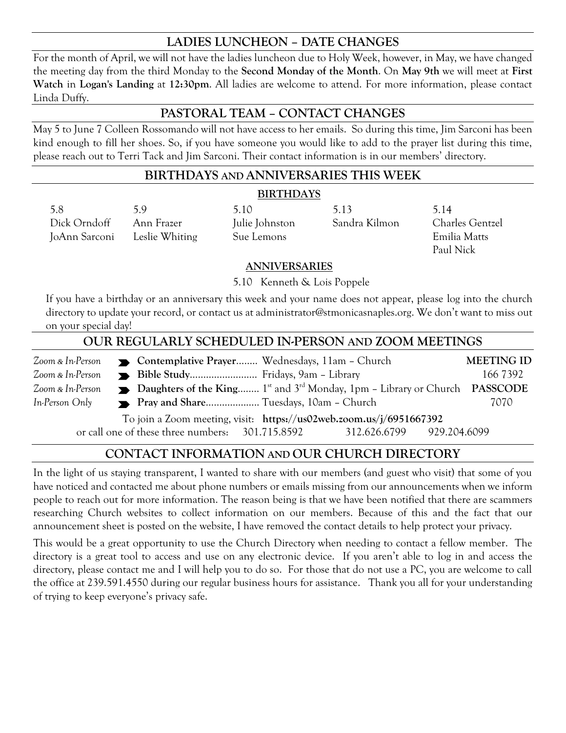## LADIES LUNCHEON – DATE CHANGES

For the month of April, we will not have the ladies luncheon due to Holy Week, however, in May, we have changed the meeting day from the third Monday to the **Second Monday of the Month**. On **May 9th** we will meet at **First Watch** in **Logan's Landing** at **12:30pm**. All ladies are welcome to attend. For more information, please contact Linda Duffy.

## PASTORAL TEAM – CONTACT CHANGES

May 5 to June 7 Colleen Rossomando will not have access to her emails. So during this time, Jim Sarconi has been kind enough to fill her shoes. So, if you have someone you would like to add to the prayer list during this time, please reach out to Terri Tack and Jim Sarconi. Their contact information is in our members' directory.

## BIRTHDAYS AND ANNIVERSARIES THIS WEEK

### BIRTHDAYS

| 5.8 | 5.9 | 5.10 | 5.13 | 5.14 |
|---|---|---|---|---|
| Dick Orndoff | Ann Frazer | Julie Johnston | Sandra Kilmon | Charles Gentzel |
| JoAnn Sarconi | Leslie Whiting | Sue Lemons | | Emilia Matts |
| | | | | Paul Nick |

### ANNIVERSARIES

5.10 Kenneth & Lois Poppele

If you have a birthday or an anniversary this week and your name does not appear, please log into the church directory to update your record, or contact us at administrator@stmonicasnaples.org. We don't want to miss out on your special day!

## OUR REGULARLY SCHEDULED IN-PERSON AND ZOOM MEETINGS

| | | | |
|---|---|---|---|
| *Zoom & In-Person* | **Contemplative Prayer**........ | Wednesdays, 11am – Church | **MEETING ID** |
| *Zoom & In-Person* | **Bible Study**......................... | Fridays, 9am – Library | 166 7392 |
| *Zoom & In-Person* | **Daughters of the King**........ | 1st and 3rd Monday, 1pm – Library or Church | **PASSCODE** |
| *In-Person Only* | **Pray and Share**.................... | Tuesdays, 10am – Church | 7070 |

To join a Zoom meeting, visit: **https://us02web.zoom.us/j/6951667392**

or call one of these three numbers: 301.715.8592 312.626.6799 929.204.6099

## CONTACT INFORMATION AND OUR CHURCH DIRECTORY

In the light of us staying transparent, I wanted to share with our members (and guest who visit) that some of you have noticed and contacted me about phone numbers or emails missing from our announcements when we inform people to reach out for more information. The reason being is that we have been notified that there are scammers researching Church websites to collect information on our members. Because of this and the fact that our announcement sheet is posted on the website, I have removed the contact details to help protect your privacy.

This would be a great opportunity to use the Church Directory when needing to contact a fellow member. The directory is a great tool to access and use on any electronic device. If you aren't able to log in and access the directory, please contact me and I will help you to do so. For those that do not use a PC, you are welcome to call the office at 239.591.4550 during our regular business hours for assistance. Thank you all for your understanding of trying to keep everyone's privacy safe.